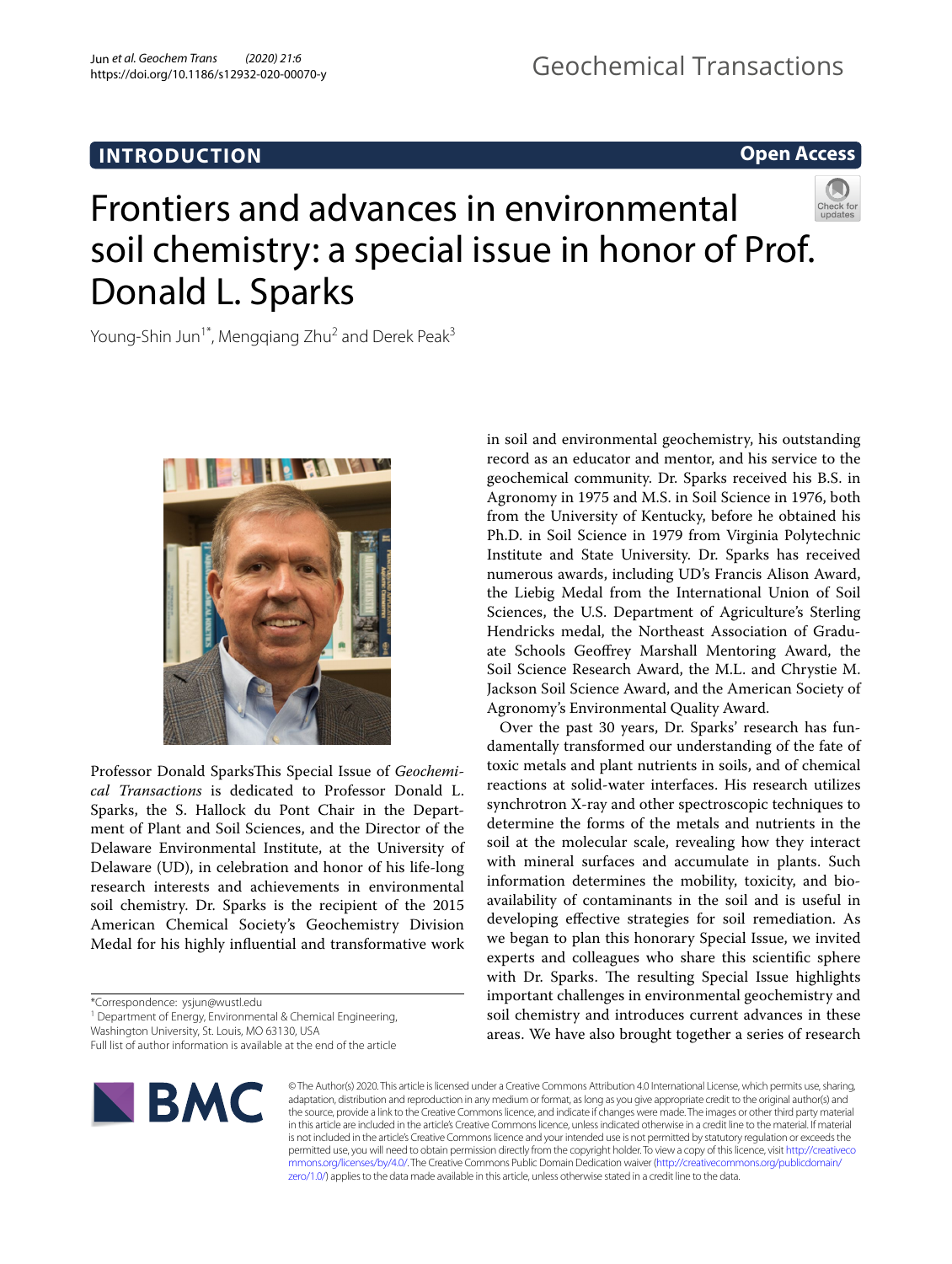**INTRODUCTION** **Open Access**

# Frontiers and advances in environmental soil chemistry: a special issue in honor of Prof. Donald L. Sparks

Young-Shin Jun[1*], Mengqiang Zhu[2] and Derek Peak[3]

Professor Donald SparksThis Special Issue of *Geochemical Transactions* is dedicated to Professor Donald L. Sparks, the S. Hallock du Pont Chair in the Department of Plant and Soil Sciences, and the Director of the Delaware Environmental Institute, at the University of Delaware (UD), in celebration and honor of his life-long research interests and achievements in environmental soil chemistry. Dr. Sparks is the recipient of the 2015 American Chemical Society's Geochemistry Division Medal for his highly influential and transformative work in soil and environmental geochemistry, his outstanding record as an educator and mentor, and his service to the geochemical community. Dr. Sparks received his B.S. in Agronomy in 1975 and M.S. in Soil Science in 1976, both from the University of Kentucky, before he obtained his Ph.D. in Soil Science in 1979 from Virginia Polytechnic Institute and State University. Dr. Sparks has received numerous awards, including UD's Francis Alison Award, the Liebig Medal from the International Union of Soil Sciences, the U.S. Department of Agriculture's Sterling Hendricks medal, the Northeast Association of Graduate Schools Geoffrey Marshall Mentoring Award, the Soil Science Research Award, the M.L. and Chrystie M. Jackson Soil Science Award, and the American Society of Agronomy's Environmental Quality Award.

Over the past 30 years, Dr. Sparks' research has fundamentally transformed our understanding of the fate of toxic metals and plant nutrients in soils, and of chemical reactions at solid-water interfaces. His research utilizes synchrotron X-ray and other spectroscopic techniques to determine the forms of the metals and nutrients in the soil at the molecular scale, revealing how they interact with mineral surfaces and accumulate in plants. Such information determines the mobility, toxicity, and bioavailability of contaminants in the soil and is useful in developing effective strategies for soil remediation. As we began to plan this honorary Special Issue, we invited experts and colleagues who share this scientific sphere with Dr. Sparks. The resulting Special Issue highlights important challenges in environmental geochemistry and soil chemistry and introduces current advances in these areas. We have also brought together a series of research

*Correspondence: ysjun@wustl.edu
[1] Department of Energy, Environmental & Chemical Engineering, Washington University, St. Louis, MO 63130, USA
Full list of author information is available at the end of the article

© The Author(s) 2020. This article is licensed under a Creative Commons Attribution 4.0 International License, which permits use, sharing, adaptation, distribution and reproduction in any medium or format, as long as you give appropriate credit to the original author(s) and the source, provide a link to the Creative Commons licence, and indicate if changes were made. The images or other third party material in this article are included in the article's Creative Commons licence, unless indicated otherwise in a credit line to the material. If material is not included in the article's Creative Commons licence and your intended use is not permitted by statutory regulation or exceeds the permitted use, you will need to obtain permission directly from the copyright holder. To view a copy of this licence, visit http://creativecommons.org/licenses/by/4.0/. The Creative Commons Public Domain Dedication waiver (http://creativecommons.org/publicdomain/zero/1.0/) applies to the data made available in this article, unless otherwise stated in a credit line to the data.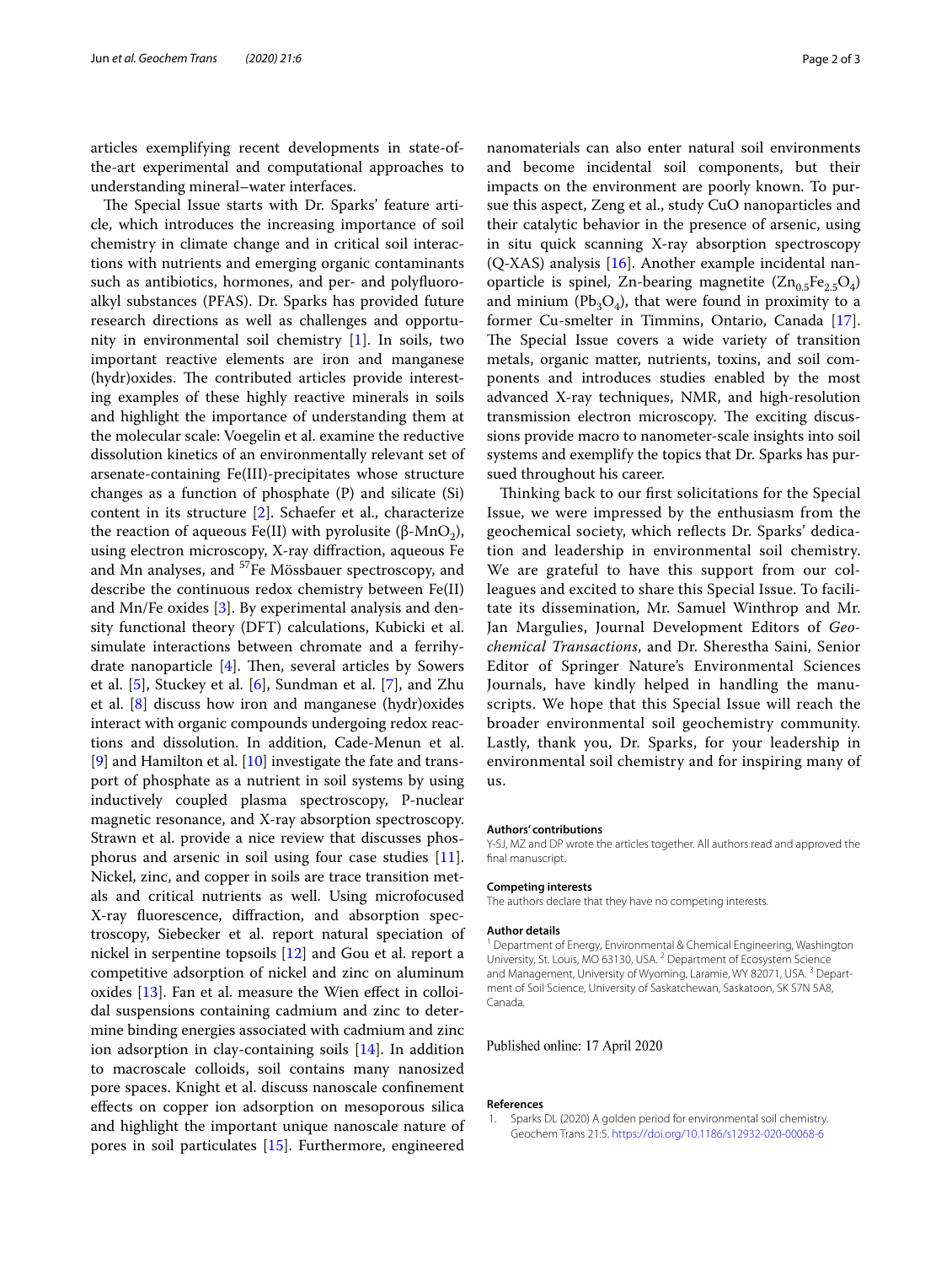articles exemplifying recent developments in state-of-the-art experimental and computational approaches to understanding mineral–water interfaces.

The Special Issue starts with Dr. Sparks' feature article, which introduces the increasing importance of soil chemistry in climate change and in critical soil interactions with nutrients and emerging organic contaminants such as antibiotics, hormones, and per- and polyfluoroalkyl substances (PFAS). Dr. Sparks has provided future research directions as well as challenges and opportunity in environmental soil chemistry [1]. In soils, two important reactive elements are iron and manganese (hydr)oxides. The contributed articles provide interesting examples of these highly reactive minerals in soils and highlight the importance of understanding them at the molecular scale: Voegelin et al. examine the reductive dissolution kinetics of an environmentally relevant set of arsenate-containing Fe(III)-precipitates whose structure changes as a function of phosphate (P) and silicate (Si) content in its structure [2]. Schaefer et al., characterize the reaction of aqueous Fe(II) with pyrolusite (β-$MnO_2$), using electron microscopy, X-ray diffraction, aqueous Fe and Mn analyses, and $^{57}$Fe Mössbauer spectroscopy, and describe the continuous redox chemistry between Fe(II) and Mn/Fe oxides [3]. By experimental analysis and density functional theory (DFT) calculations, Kubicki et al. simulate interactions between chromate and a ferrihydrate nanoparticle [4]. Then, several articles by Sowers et al. [5], Stuckey et al. [6], Sundman et al. [7], and Zhu et al. [8] discuss how iron and manganese (hydr)oxides interact with organic compounds undergoing redox reactions and dissolution. In addition, Cade-Menun et al. [9] and Hamilton et al. [10] investigate the fate and transport of phosphate as a nutrient in soil systems by using inductively coupled plasma spectroscopy, P-nuclear magnetic resonance, and X-ray absorption spectroscopy. Strawn et al. provide a nice review that discusses phosphorus and arsenic in soil using four case studies [11]. Nickel, zinc, and copper in soils are trace transition metals and critical nutrients as well. Using microfocused X-ray fluorescence, diffraction, and absorption spectroscopy, Siebecker et al. report natural speciation of nickel in serpentine topsoils [12] and Gou et al. report a competitive adsorption of nickel and zinc on aluminum oxides [13]. Fan et al. measure the Wien effect in colloidal suspensions containing cadmium and zinc to determine binding energies associated with cadmium and zinc ion adsorption in clay-containing soils [14]. In addition to macroscale colloids, soil contains many nanosized pore spaces. Knight et al. discuss nanoscale confinement effects on copper ion adsorption on mesoporous silica and highlight the important unique nanoscale nature of pores in soil particulates [15]. Furthermore, engineered nanomaterials can also enter natural soil environments and become incidental soil components, but their impacts on the environment are poorly known. To pursue this aspect, Zeng et al., study CuO nanoparticles and their catalytic behavior in the presence of arsenic, using in situ quick scanning X-ray absorption spectroscopy (Q-XAS) analysis [16]. Another example incidental nanoparticle is spinel, Zn-bearing magnetite ($Zn_{0.5}Fe_{2.5}O_4$) and minium ($Pb_3O_4$), that were found in proximity to a former Cu-smelter in Timmins, Ontario, Canada [17]. The Special Issue covers a wide variety of transition metals, organic matter, nutrients, toxins, and soil components and introduces studies enabled by the most advanced X-ray techniques, NMR, and high-resolution transmission electron microscopy. The exciting discussions provide macro to nanometer-scale insights into soil systems and exemplify the topics that Dr. Sparks has pursued throughout his career.

Thinking back to our first solicitations for the Special Issue, we were impressed by the enthusiasm from the geochemical society, which reflects Dr. Sparks' dedication and leadership in environmental soil chemistry. We are grateful to have this support from our colleagues and excited to share this Special Issue. To facilitate its dissemination, Mr. Samuel Winthrop and Mr. Jan Margulies, Journal Development Editors of *Geochemical Transactions*, and Dr. Sherestha Saini, Senior Editor of Springer Nature's Environmental Sciences Journals, have kindly helped in handling the manuscripts. We hope that this Special Issue will reach the broader environmental soil geochemistry community. Lastly, thank you, Dr. Sparks, for your leadership in environmental soil chemistry and for inspiring many of us.

#### Authors' contributions

Y-SJ, MZ and DP wrote the articles together. All authors read and approved the final manuscript.

#### Competing interests

The authors declare that they have no competing interests.

#### Author details

[1] Department of Energy, Environmental & Chemical Engineering, Washington University, St. Louis, MO 63130, USA. [2] Department of Ecosystem Science and Management, University of Wyoming, Laramie, WY 82071, USA. [3] Department of Soil Science, University of Saskatchewan, Saskatoon, SK S7N 5A8, Canada.

Published online: 17 April 2020

#### References

1. Sparks DL (2020) A golden period for environmental soil chemistry. Geochem Trans 21:5. https://doi.org/10.1186/s12932-020-00068-6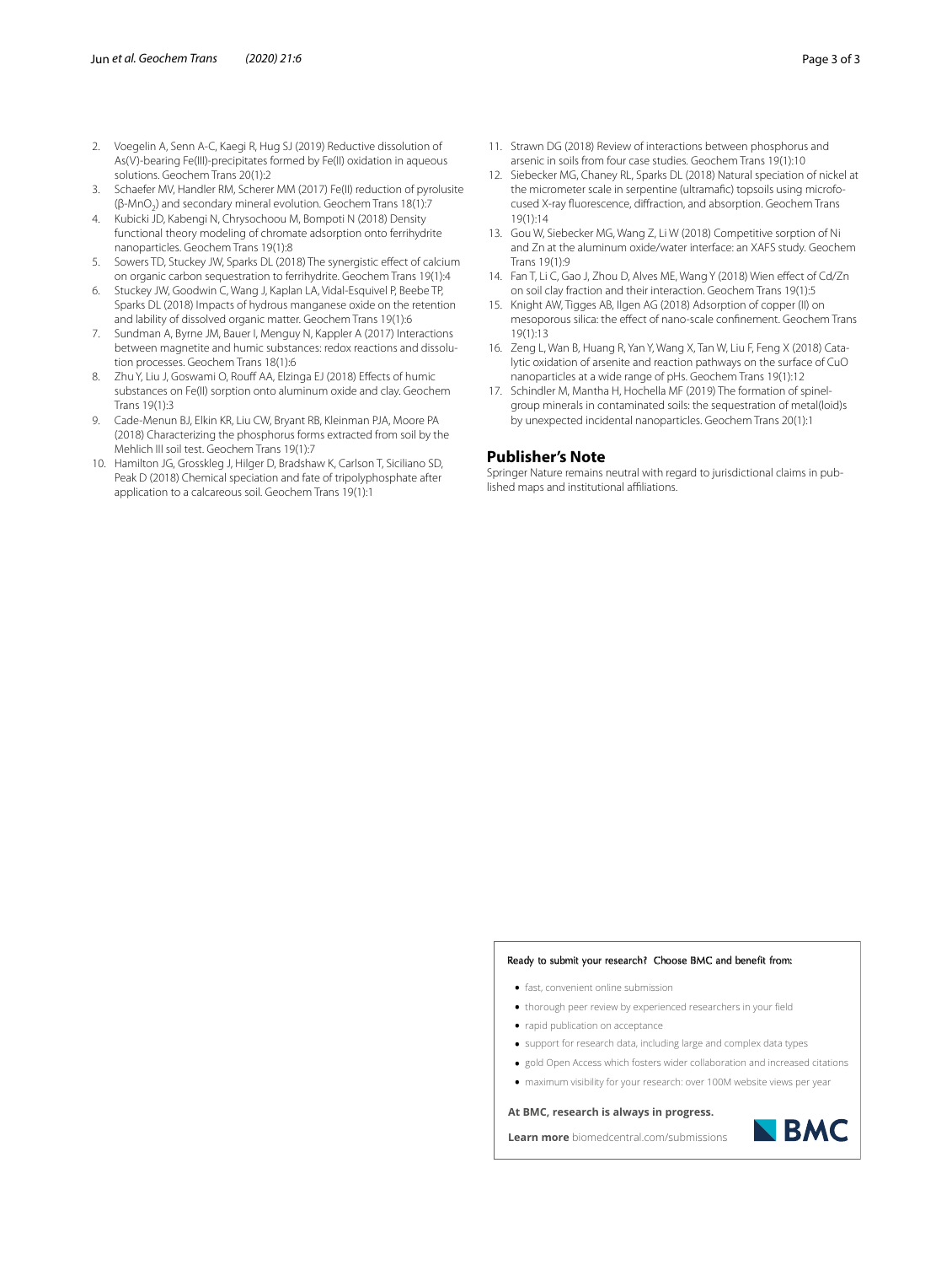2. Voegelin A, Senn A-C, Kaegi R, Hug SJ (2019) Reductive dissolution of As(V)-bearing Fe(III)-precipitates formed by Fe(II) oxidation in aqueous solutions. Geochem Trans 20(1):2
3. Schaefer MV, Handler RM, Scherer MM (2017) Fe(II) reduction of pyrolusite (β-$MnO_2$) and secondary mineral evolution. Geochem Trans 18(1):7
4. Kubicki JD, Kabengi N, Chrysochoou M, Bompoti N (2018) Density functional theory modeling of chromate adsorption onto ferrihydrite nanoparticles. Geochem Trans 19(1):8
5. Sowers TD, Stuckey JW, Sparks DL (2018) The synergistic effect of calcium on organic carbon sequestration to ferrihydrite. Geochem Trans 19(1):4
6. Stuckey JW, Goodwin C, Wang J, Kaplan LA, Vidal-Esquivel P, Beebe TP, Sparks DL (2018) Impacts of hydrous manganese oxide on the retention and lability of dissolved organic matter. Geochem Trans 19(1):6
7. Sundman A, Byrne JM, Bauer I, Menguy N, Kappler A (2017) Interactions between magnetite and humic substances: redox reactions and dissolution processes. Geochem Trans 18(1):6
8. Zhu Y, Liu J, Goswami O, Rouff AA, Elzinga EJ (2018) Effects of humic substances on Fe(II) sorption onto aluminum oxide and clay. Geochem Trans 19(1):3
9. Cade-Menun BJ, Elkin KR, Liu CW, Bryant RB, Kleinman PJA, Moore PA (2018) Characterizing the phosphorus forms extracted from soil by the Mehlich III soil test. Geochem Trans 19(1):7
10. Hamilton JG, Grosskleg J, Hilger D, Bradshaw K, Carlson T, Siciliano SD, Peak D (2018) Chemical speciation and fate of tripolyphosphate after application to a calcareous soil. Geochem Trans 19(1):1
11. Strawn DG (2018) Review of interactions between phosphorus and arsenic in soils from four case studies. Geochem Trans 19(1):10
12. Siebecker MG, Chaney RL, Sparks DL (2018) Natural speciation of nickel at the micrometer scale in serpentine (ultramafic) topsoils using microfocused X-ray fluorescence, diffraction, and absorption. Geochem Trans 19(1):14
13. Gou W, Siebecker MG, Wang Z, Li W (2018) Competitive sorption of Ni and Zn at the aluminum oxide/water interface: an XAFS study. Geochem Trans 19(1):9
14. Fan T, Li C, Gao J, Zhou D, Alves ME, Wang Y (2018) Wien effect of Cd/Zn on soil clay fraction and their interaction. Geochem Trans 19(1):5
15. Knight AW, Tigges AB, Ilgen AG (2018) Adsorption of copper (II) on mesoporous silica: the effect of nano-scale confinement. Geochem Trans 19(1):13
16. Zeng L, Wan B, Huang R, Yan Y, Wang X, Tan W, Liu F, Feng X (2018) Catalytic oxidation of arsenite and reaction pathways on the surface of CuO nanoparticles at a wide range of pHs. Geochem Trans 19(1):12
17. Schindler M, Mantha H, Hochella MF (2019) The formation of spinel-group minerals in contaminated soils: the sequestration of metal(loid)s by unexpected incidental nanoparticles. Geochem Trans 20(1):1

## Publisher's Note

Springer Nature remains neutral with regard to jurisdictional claims in published maps and institutional affiliations.

Ready to submit your research? Choose BMC and benefit from:

- fast, convenient online submission
- thorough peer review by experienced researchers in your field
- rapid publication on acceptance
- support for research data, including large and complex data types
- gold Open Access which fosters wider collaboration and increased citations
- maximum visibility for your research: over 100M website views per year

**At BMC, research is always in progress.**

**Learn more** biomedcentral.com/submissions

BMC